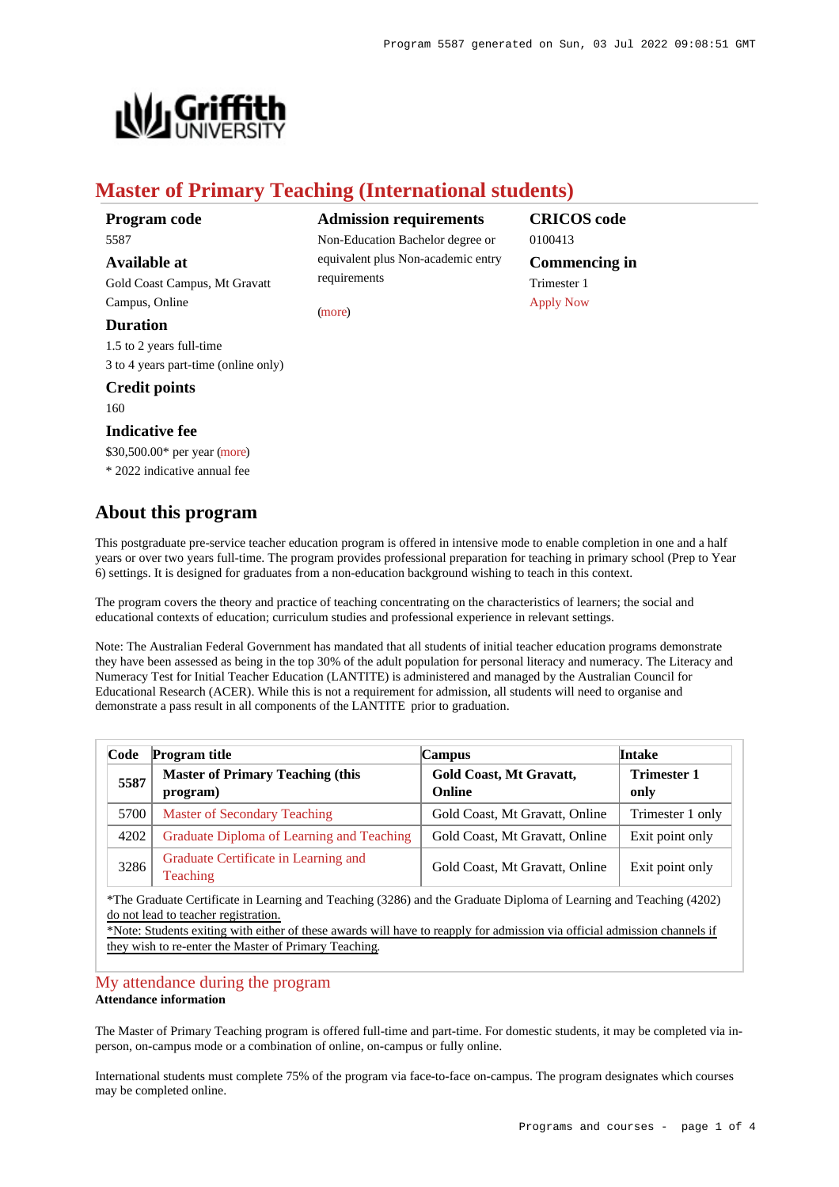# Master of Primary Teaching (International students)

**Program code**
5587

**Available at**
Gold Coast Campus, Mt Gravatt Campus, Online

**Duration**
1.5 to 2 years full-time
3 to 4 years part-time (online only)

**Credit points**
160

**Indicative fee**
$30,500.00* per year (more)
* 2022 indicative annual fee

**Admission requirements**
Non-Education Bachelor degree or equivalent plus Non-academic entry requirements

(more)

**CRICOS code**
0100413

**Commencing in**
Trimester 1
Apply Now

## About this program

This postgraduate pre-service teacher education program is offered in intensive mode to enable completion in one and a half years or over two years full-time. The program provides professional preparation for teaching in primary school (Prep to Year 6) settings. It is designed for graduates from a non-education background wishing to teach in this context.

The program covers the theory and practice of teaching concentrating on the characteristics of learners; the social and educational contexts of education; curriculum studies and professional experience in relevant settings.

Note: The Australian Federal Government has mandated that all students of initial teacher education programs demonstrate they have been assessed as being in the top 30% of the adult population for personal literacy and numeracy. The Literacy and Numeracy Test for Initial Teacher Education (LANTITE) is administered and managed by the Australian Council for Educational Research (ACER). While this is not a requirement for admission, all students will need to organise and demonstrate a pass result in all components of the LANTITE prior to graduation.

| Code | Program title | Campus | Intake |
|---|---|---|---|
| **5587** | **Master of Primary Teaching (this program)** | **Gold Coast, Mt Gravatt, Online** | **Trimester 1 only** |
| 5700 | Master of Secondary Teaching | Gold Coast, Mt Gravatt, Online | Trimester 1 only |
| 4202 | Graduate Diploma of Learning and Teaching | Gold Coast, Mt Gravatt, Online | Exit point only |
| 3286 | Graduate Certificate in Learning and Teaching | Gold Coast, Mt Gravatt, Online | Exit point only |

*The Graduate Certificate in Learning and Teaching (3286) and the Graduate Diploma of Learning and Teaching (4202) do not lead to teacher registration.
*Note: Students exiting with either of these awards will have to reapply for admission via official admission channels if they wish to re-enter the Master of Primary Teaching.

## My attendance during the program

**Attendance information**

The Master of Primary Teaching program is offered full-time and part-time. For domestic students, it may be completed via in-person, on-campus mode or a combination of online, on-campus or fully online.

International students must complete 75% of the program via face-to-face on-campus. The program designates which courses may be completed online.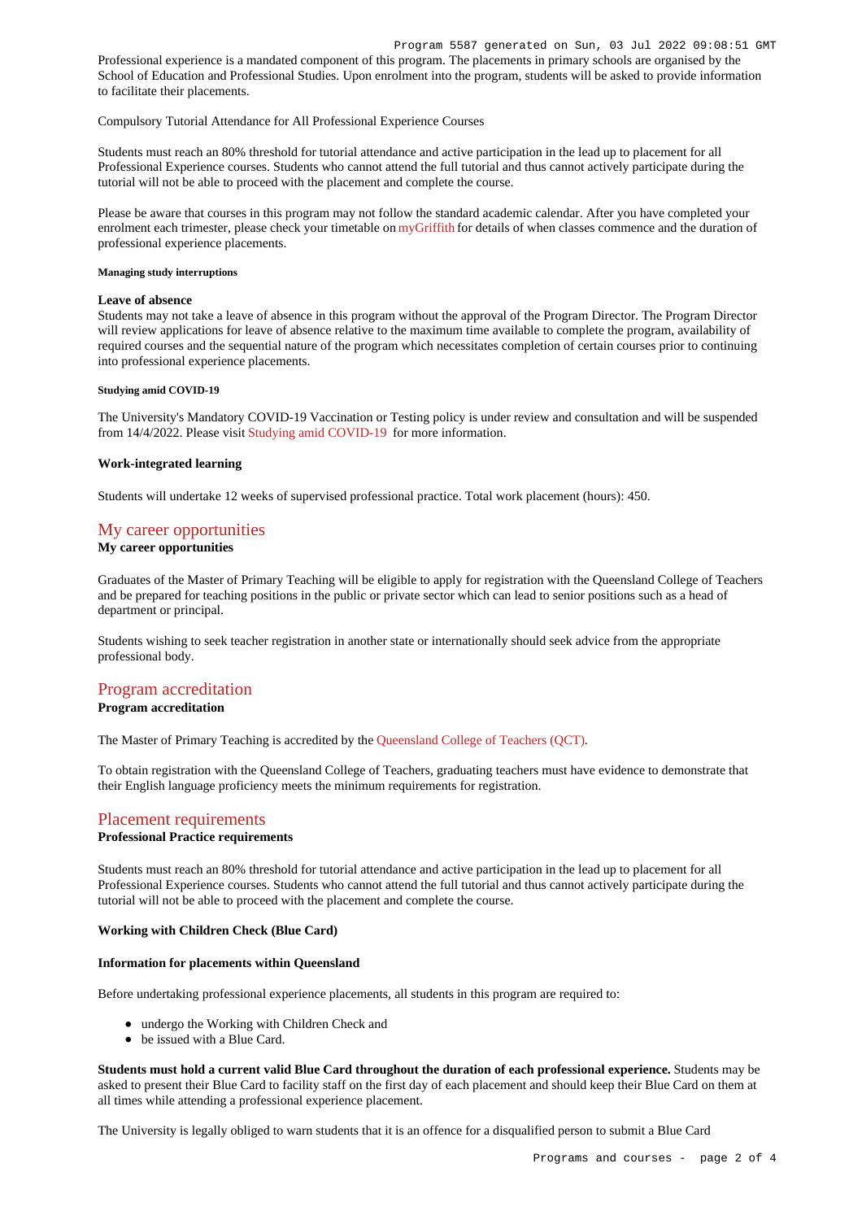Professional experience is a mandated component of this program. The placements in primary schools are organised by the School of Education and Professional Studies. Upon enrolment into the program, students will be asked to provide information to facilitate their placements.

Compulsory Tutorial Attendance for All Professional Experience Courses

Students must reach an 80% threshold for tutorial attendance and active participation in the lead up to placement for all Professional Experience courses. Students who cannot attend the full tutorial and thus cannot actively participate during the tutorial will not be able to proceed with the placement and complete the course.

Please be aware that courses in this program may not follow the standard academic calendar. After you have completed your enrolment each trimester, please check your timetable on myGriffith for details of when classes commence and the duration of professional experience placements.

##### Managing study interruptions

**Leave of absence**
Students may not take a leave of absence in this program without the approval of the Program Director. The Program Director will review applications for leave of absence relative to the maximum time available to complete the program, availability of required courses and the sequential nature of the program which necessitates completion of certain courses prior to continuing into professional experience placements.

##### Studying amid COVID-19

The University's Mandatory COVID-19 Vaccination or Testing policy is under review and consultation and will be suspended from 14/4/2022. Please visit Studying amid COVID-19 for more information.

**Work-integrated learning**

Students will undertake 12 weeks of supervised professional practice. Total work placement (hours): 450.

## My career opportunities

**My career opportunities**

Graduates of the Master of Primary Teaching will be eligible to apply for registration with the Queensland College of Teachers and be prepared for teaching positions in the public or private sector which can lead to senior positions such as a head of department or principal.

Students wishing to seek teacher registration in another state or internationally should seek advice from the appropriate professional body.

## Program accreditation

**Program accreditation**

The Master of Primary Teaching is accredited by the Queensland College of Teachers (QCT).

To obtain registration with the Queensland College of Teachers, graduating teachers must have evidence to demonstrate that their English language proficiency meets the minimum requirements for registration.

## Placement requirements

**Professional Practice requirements**

Students must reach an 80% threshold for tutorial attendance and active participation in the lead up to placement for all Professional Experience courses. Students who cannot attend the full tutorial and thus cannot actively participate during the tutorial will not be able to proceed with the placement and complete the course.

**Working with Children Check (Blue Card)**

**Information for placements within Queensland**

Before undertaking professional experience placements, all students in this program are required to:

- undergo the Working with Children Check and
- be issued with a Blue Card.

**Students must hold a current valid Blue Card throughout the duration of each professional experience.** Students may be asked to present their Blue Card to facility staff on the first day of each placement and should keep their Blue Card on them at all times while attending a professional experience placement.

The University is legally obliged to warn students that it is an offence for a disqualified person to submit a Blue Card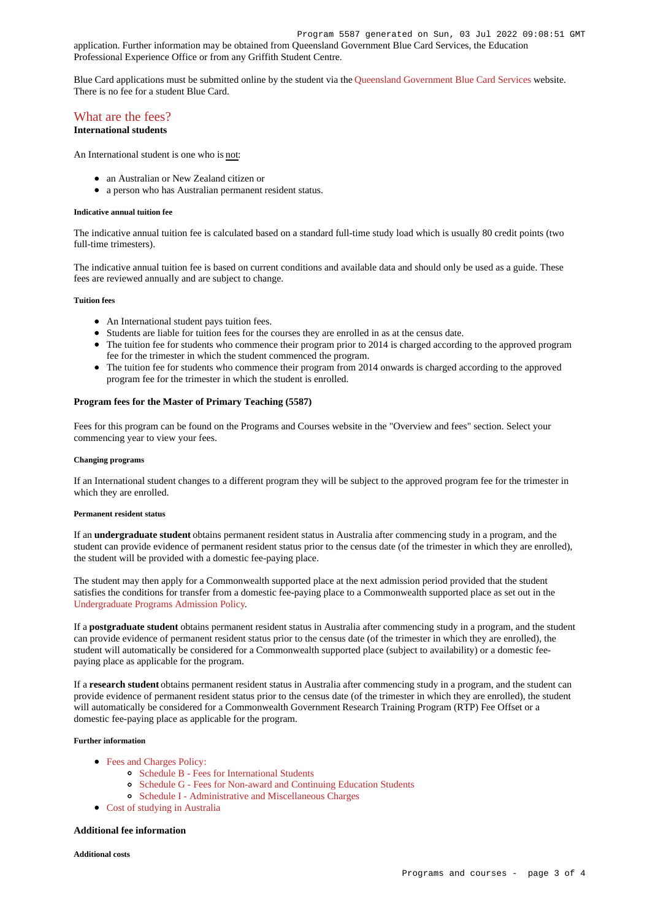application. Further information may be obtained from Queensland Government Blue Card Services, the Education Professional Experience Office or from any Griffith Student Centre.

Blue Card applications must be submitted online by the student via the Queensland Government Blue Card Services website. There is no fee for a student Blue Card.

## What are the fees?

**International students**

An International student is one who is not:

- an Australian or New Zealand citizen or
- a person who has Australian permanent resident status.

##### Indicative annual tuition fee

The indicative annual tuition fee is calculated based on a standard full-time study load which is usually 80 credit points (two full-time trimesters).

The indicative annual tuition fee is based on current conditions and available data and should only be used as a guide. These fees are reviewed annually and are subject to change.

##### Tuition fees

- An International student pays tuition fees.
- Students are liable for tuition fees for the courses they are enrolled in as at the census date.
- The tuition fee for students who commence their program prior to 2014 is charged according to the approved program fee for the trimester in which the student commenced the program.
- The tuition fee for students who commence their program from 2014 onwards is charged according to the approved program fee for the trimester in which the student is enrolled.

#### Program fees for the Master of Primary Teaching (5587)

Fees for this program can be found on the Programs and Courses website in the "Overview and fees" section. Select your commencing year to view your fees.

##### Changing programs

If an International student changes to a different program they will be subject to the approved program fee for the trimester in which they are enrolled.

##### Permanent resident status

If an **undergraduate student** obtains permanent resident status in Australia after commencing study in a program, and the student can provide evidence of permanent resident status prior to the census date (of the trimester in which they are enrolled), the student will be provided with a domestic fee-paying place.

The student may then apply for a Commonwealth supported place at the next admission period provided that the student satisfies the conditions for transfer from a domestic fee-paying place to a Commonwealth supported place as set out in the Undergraduate Programs Admission Policy.

If a **postgraduate student** obtains permanent resident status in Australia after commencing study in a program, and the student can provide evidence of permanent resident status prior to the census date (of the trimester in which they are enrolled), the student will automatically be considered for a Commonwealth supported place (subject to availability) or a domestic fee-paying place as applicable for the program.

If a **research student** obtains permanent resident status in Australia after commencing study in a program, and the student can provide evidence of permanent resident status prior to the census date (of the trimester in which they are enrolled), the student will automatically be considered for a Commonwealth Government Research Training Program (RTP) Fee Offset or a domestic fee-paying place as applicable for the program.

##### Further information

- Fees and Charges Policy:
  - Schedule B - Fees for International Students
  - Schedule G - Fees for Non-award and Continuing Education Students
  - Schedule I - Administrative and Miscellaneous Charges
- Cost of studying in Australia

#### Additional fee information

##### Additional costs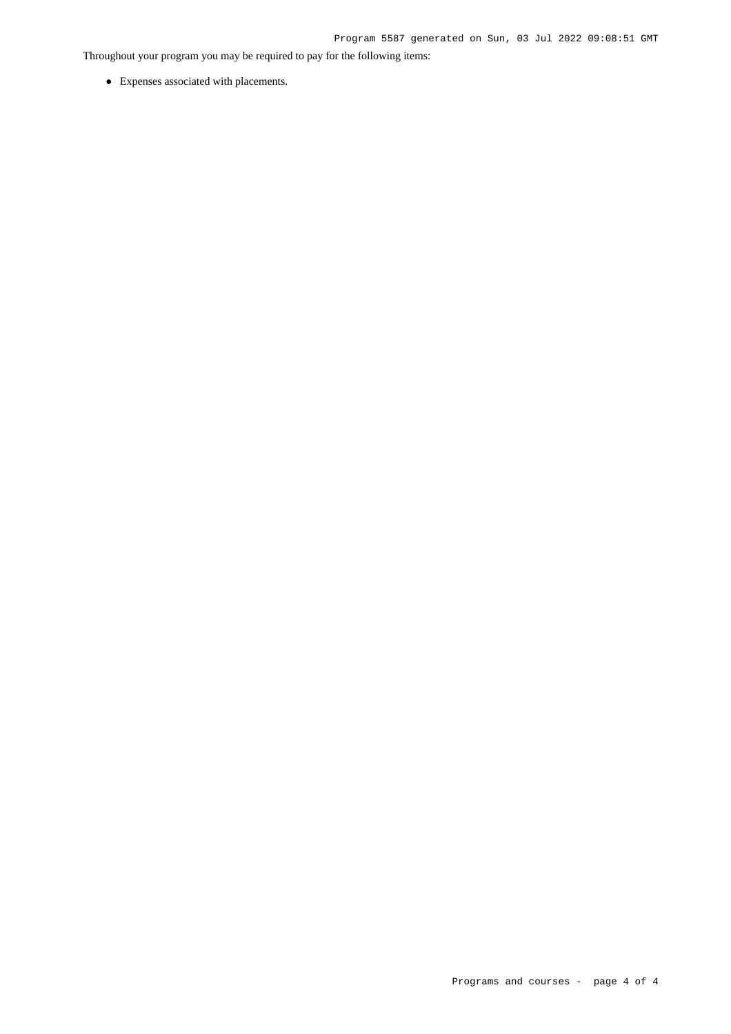Throughout your program you may be required to pay for the following items:

- Expenses associated with placements.